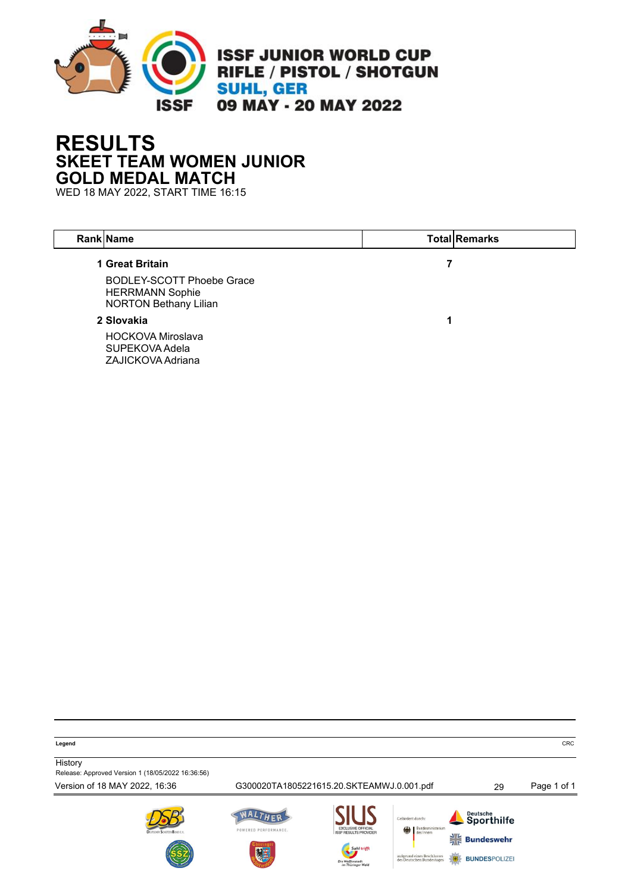ISSF JUNIOR WORLD CUP
RIFLE / PISTOL / SHOTGUN
SUHL, GER
09 MAY - 20 MAY 2022

# RESULTS
## SKEET TEAM WOMEN JUNIOR
## GOLD MEDAL MATCH
WED 18 MAY 2022, START TIME 16:15

| Rank | Name | Total | Remarks |
|---|---|---|---|
| 1 | **Great Britain** | **7** | |
| | BODLEY-SCOTT Phoebe Grace<br>HERRMANN Sophie<br>NORTON Bethany Lilian | | |
| 2 | **Slovakia** | **1** | |
| | HOCKOVA Miroslava<br>SUPEKOVA Adela<br>ZAJICKOVA Adriana | | |

**Legend** CRC

History
Release: Approved Version 1 (18/05/2022 16:36:56)
Version of 18 MAY 2022, 16:36 G300020TA1805221615.20.SKTEAMWJ.0.001.pdf 29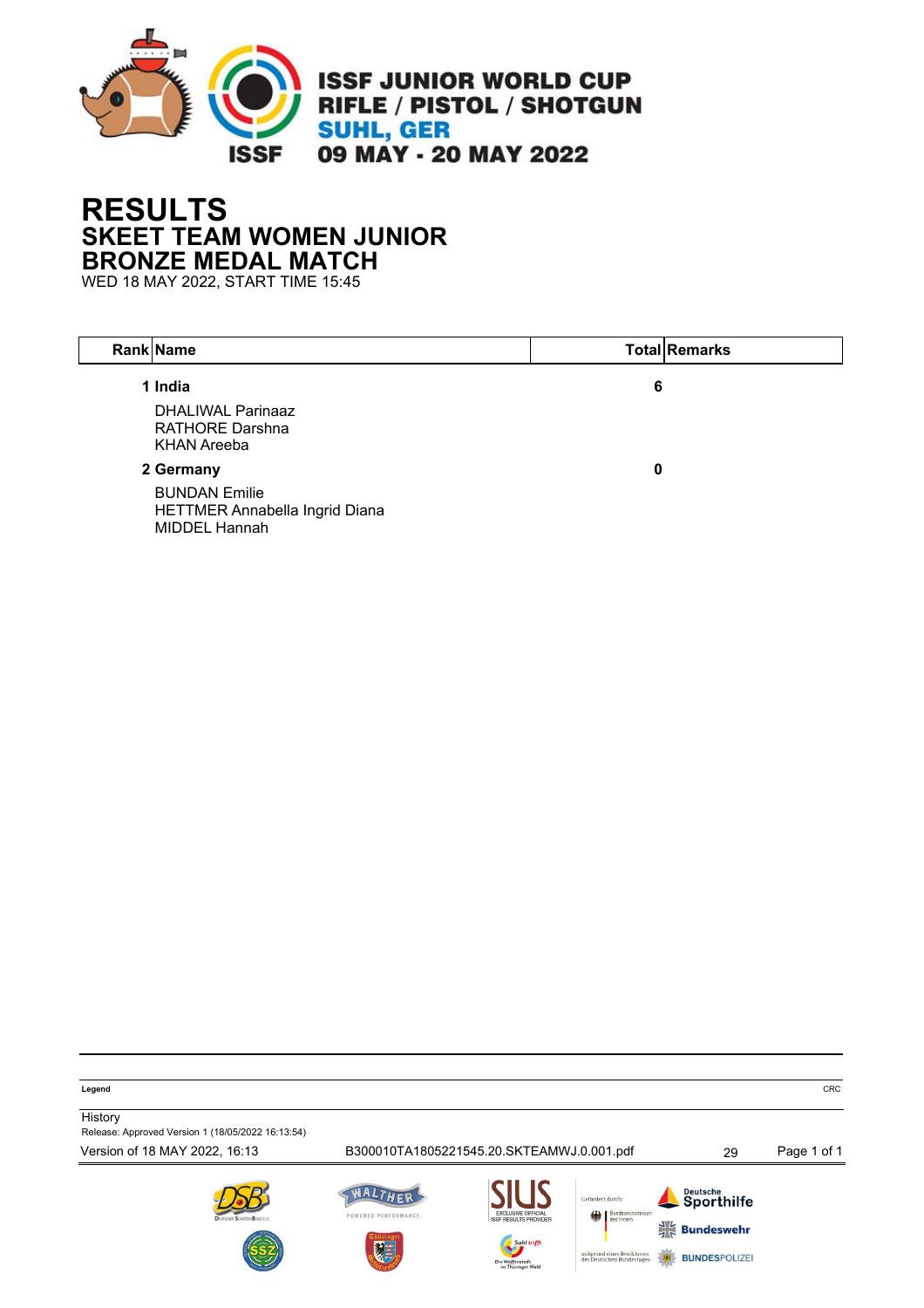ISSF JUNIOR WORLD CUP
RIFLE / PISTOL / SHOTGUN
SUHL, GER
09 MAY - 20 MAY 2022

# RESULTS
## SKEET TEAM WOMEN JUNIOR
## BRONZE MEDAL MATCH

WED 18 MAY 2022, START TIME 15:45

| Rank | Name | Total | Remarks |
|---|---|---|---|
| **1** | **India** | **6** | |
| | DHALIWAL Parinaaz<br>RATHORE Darshna<br>KHAN Areeba | | |
| **2** | **Germany** | **0** | |
| | BUNDAN Emilie<br>HETTMER Annabella Ingrid Diana<br>MIDDEL Hannah | | |

**Legend**

CRC

History
Release: Approved Version 1 (18/05/2022 16:13:54)

Version of 18 MAY 2022, 16:13    B300010TA1805221545.20.SKTEAMWJ.0.001.pdf    29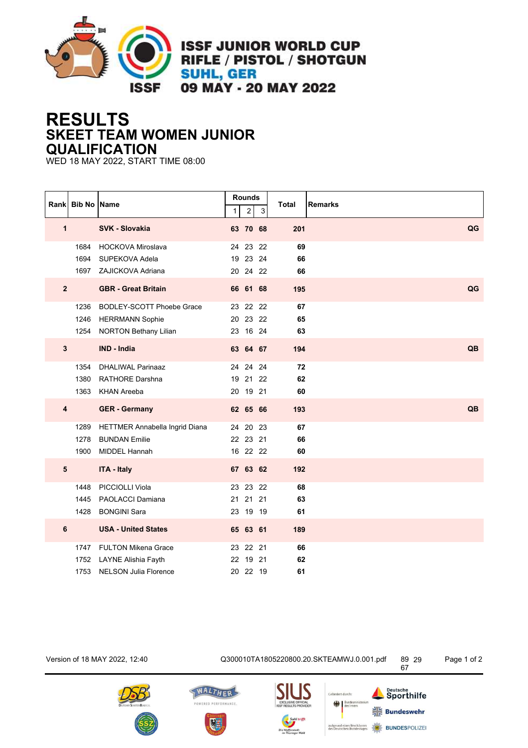# ISSF JUNIOR WORLD CUP RIFLE / PISTOL / SHOTGUN

SUHL, GER

09 MAY - 20 MAY 2022

# RESULTS

## SKEET TEAM WOMEN JUNIOR QUALIFICATION

WED 18 MAY 2022, START TIME 08:00

| Rank | Bib No | Name | Rounds 1 | 2 | 3 | Total | Remarks |
|---|---|---|---|---|---|---|---|
| **1** | | **SVK - Slovakia** | **63** | **70** | **68** | **201** | **QG** |
| | 1684 | HOCKOVA Miroslava | 24 | 23 | 22 | **69** | |
| | 1694 | SUPEKOVA Adela | 19 | 23 | 24 | **66** | |
| | 1697 | ZAJICKOVA Adriana | 20 | 24 | 22 | **66** | |
| **2** | | **GBR - Great Britain** | **66** | **61** | **68** | **195** | **QG** |
| | 1236 | BODLEY-SCOTT Phoebe Grace | 23 | 22 | 22 | **67** | |
| | 1246 | HERRMANN Sophie | 20 | 23 | 22 | **65** | |
| | 1254 | NORTON Bethany Lilian | 23 | 16 | 24 | **63** | |
| **3** | | **IND - India** | **63** | **64** | **67** | **194** | **QB** |
| | 1354 | DHALIWAL Parinaaz | 24 | 24 | 24 | **72** | |
| | 1380 | RATHORE Darshna | 19 | 21 | 22 | **62** | |
| | 1363 | KHAN Areeba | 20 | 19 | 21 | **60** | |
| **4** | | **GER - Germany** | **62** | **65** | **66** | **193** | **QB** |
| | 1289 | HETTMER Annabella Ingrid Diana | 24 | 20 | 23 | **67** | |
| | 1278 | BUNDAN Emilie | 22 | 23 | 21 | **66** | |
| | 1900 | MIDDEL Hannah | 16 | 22 | 22 | **60** | |
| **5** | | **ITA - Italy** | **67** | **63** | **62** | **192** | |
| | 1448 | PICCIOLLI Viola | 23 | 23 | 22 | **68** | |
| | 1445 | PAOLACCI Damiana | 21 | 21 | 21 | **63** | |
| | 1428 | BONGINI Sara | 23 | 19 | 19 | **61** | |
| **6** | | **USA - United States** | **65** | **63** | **61** | **189** | |
| | 1747 | FULTON Mikena Grace | 23 | 22 | 21 | **66** | |
| | 1752 | LAYNE Alishia Fayth | 22 | 19 | 21 | **62** | |
| | 1753 | NELSON Julia Florence | 20 | 22 | 19 | **61** | |

Version of 18 MAY 2022, 12:40 Q300010TA1805220800.20.SKTEAMWJ.0.001.pdf 89 29 67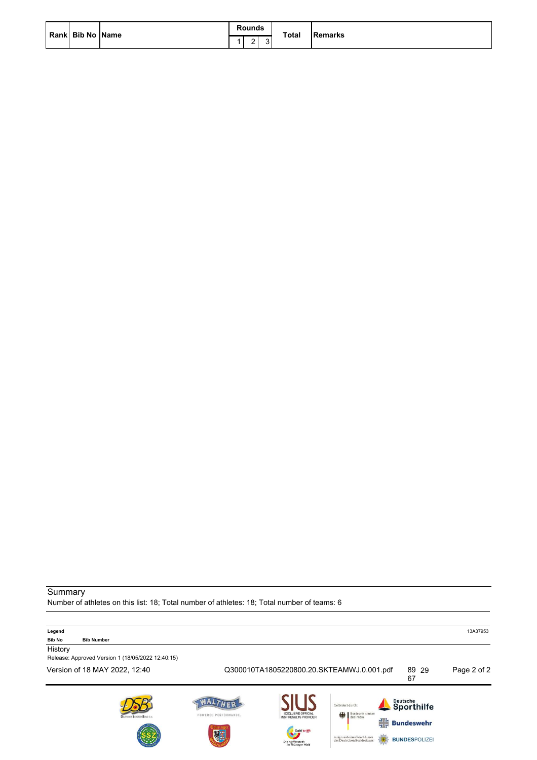| Rank | Bib No | Name | Rounds | | | Total | Remarks |
|---|---|---|---|---|---|---|---|
| | | | 1 | 2 | 3 | | |

Summary

Number of athletes on this list: 18; Total number of athletes: 18; Total number of teams: 6

**Legend**

**Bib No** **Bib Number**

13A37953

History

Release: Approved Version 1 (18/05/2022 12:40:15)

Version of 18 MAY 2022, 12:40

Q300010TA1805220800.20.SKTEAMWJ.0.001.pdf 89 29 67